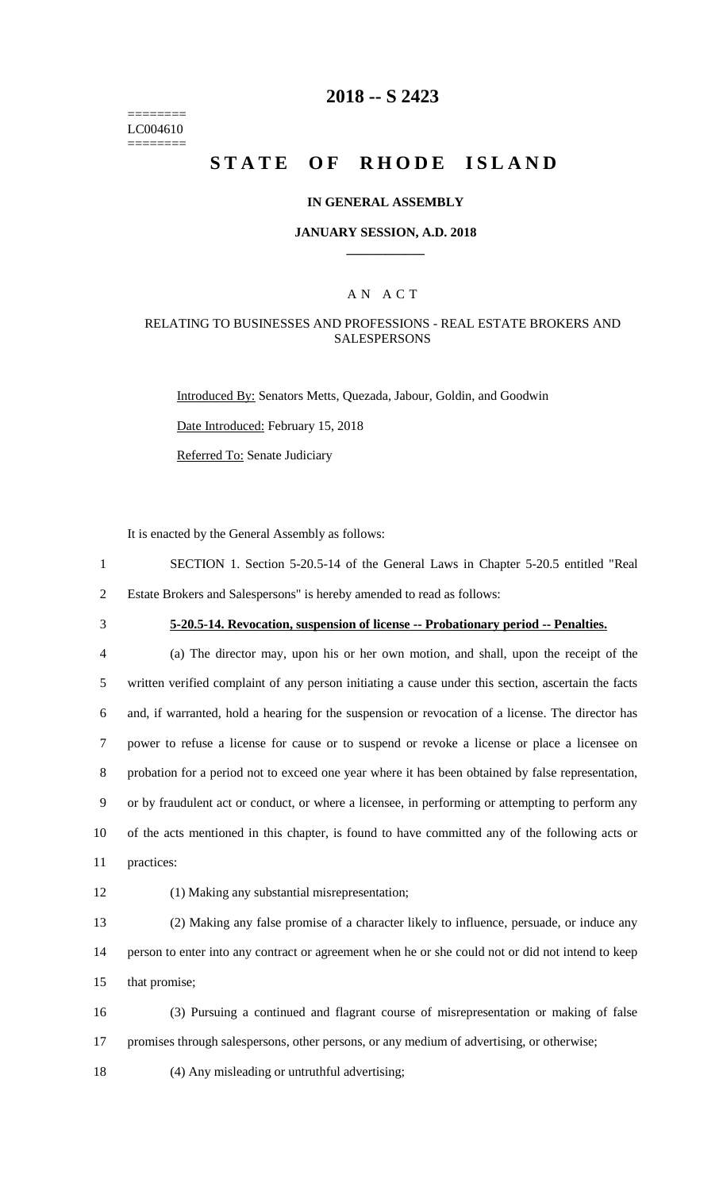========
LC004610
========

# 2018 -- S 2423

# STATE OF RHODE ISLAND

### IN GENERAL ASSEMBLY

### JANUARY SESSION, A.D. 2018

## A N A C T

### RELATING TO BUSINESSES AND PROFESSIONS - REAL ESTATE BROKERS AND SALESPERSONS

Introduced By: Senators Metts, Quezada, Jabour, Goldin, and Goodwin

Date Introduced: February 15, 2018

Referred To: Senate Judiciary

It is enacted by the General Assembly as follows:

1 SECTION 1. Section 5-20.5-14 of the General Laws in Chapter 5-20.5 entitled "Real
2 Estate Brokers and Salespersons" is hereby amended to read as follows:

3 **5-20.5-14. Revocation, suspension of license -- Probationary period -- Penalties.**

4 (a) The director may, upon his or her own motion, and shall, upon the receipt of the
5 written verified complaint of any person initiating a cause under this section, ascertain the facts
6 and, if warranted, hold a hearing for the suspension or revocation of a license. The director has
7 power to refuse a license for cause or to suspend or revoke a license or place a licensee on
8 probation for a period not to exceed one year where it has been obtained by false representation,
9 or by fraudulent act or conduct, or where a licensee, in performing or attempting to perform any
10 of the acts mentioned in this chapter, is found to have committed any of the following acts or
11 practices:

12 (1) Making any substantial misrepresentation;

13 (2) Making any false promise of a character likely to influence, persuade, or induce any
14 person to enter into any contract or agreement when he or she could not or did not intend to keep
15 that promise;

16 (3) Pursuing a continued and flagrant course of misrepresentation or making of false
17 promises through salespersons, other persons, or any medium of advertising, or otherwise;

18 (4) Any misleading or untruthful advertising;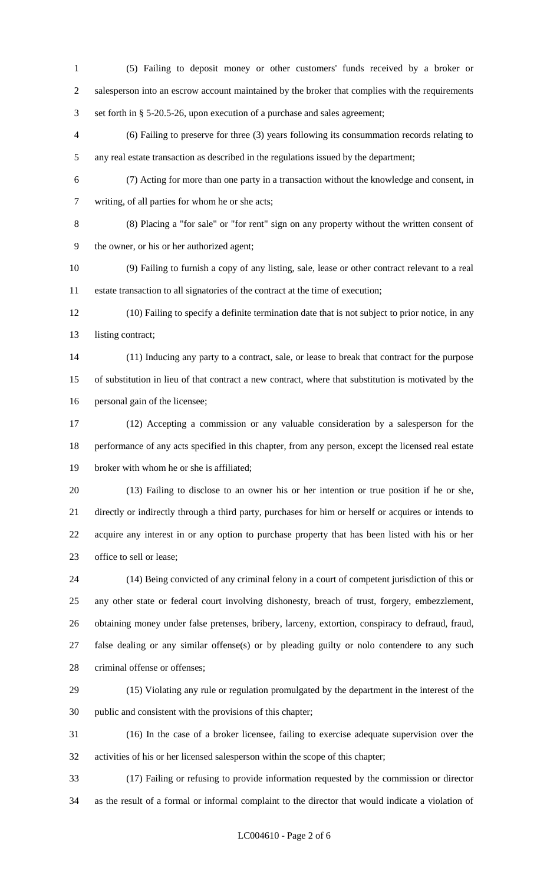(5) Failing to deposit money or other customers' funds received by a broker or salesperson into an escrow account maintained by the broker that complies with the requirements set forth in § 5-20.5-26, upon execution of a purchase and sales agreement;

(6) Failing to preserve for three (3) years following its consummation records relating to any real estate transaction as described in the regulations issued by the department;

(7) Acting for more than one party in a transaction without the knowledge and consent, in writing, of all parties for whom he or she acts;

(8) Placing a "for sale" or "for rent" sign on any property without the written consent of the owner, or his or her authorized agent;

(9) Failing to furnish a copy of any listing, sale, lease or other contract relevant to a real estate transaction to all signatories of the contract at the time of execution;

(10) Failing to specify a definite termination date that is not subject to prior notice, in any listing contract;

(11) Inducing any party to a contract, sale, or lease to break that contract for the purpose of substitution in lieu of that contract a new contract, where that substitution is motivated by the personal gain of the licensee;

(12) Accepting a commission or any valuable consideration by a salesperson for the performance of any acts specified in this chapter, from any person, except the licensed real estate broker with whom he or she is affiliated;

(13) Failing to disclose to an owner his or her intention or true position if he or she, directly or indirectly through a third party, purchases for him or herself or acquires or intends to acquire any interest in or any option to purchase property that has been listed with his or her office to sell or lease;

(14) Being convicted of any criminal felony in a court of competent jurisdiction of this or any other state or federal court involving dishonesty, breach of trust, forgery, embezzlement, obtaining money under false pretenses, bribery, larceny, extortion, conspiracy to defraud, fraud, false dealing or any similar offense(s) or by pleading guilty or nolo contendere to any such criminal offense or offenses;

(15) Violating any rule or regulation promulgated by the department in the interest of the public and consistent with the provisions of this chapter;

(16) In the case of a broker licensee, failing to exercise adequate supervision over the activities of his or her licensed salesperson within the scope of this chapter;

(17) Failing or refusing to provide information requested by the commission or director as the result of a formal or informal complaint to the director that would indicate a violation of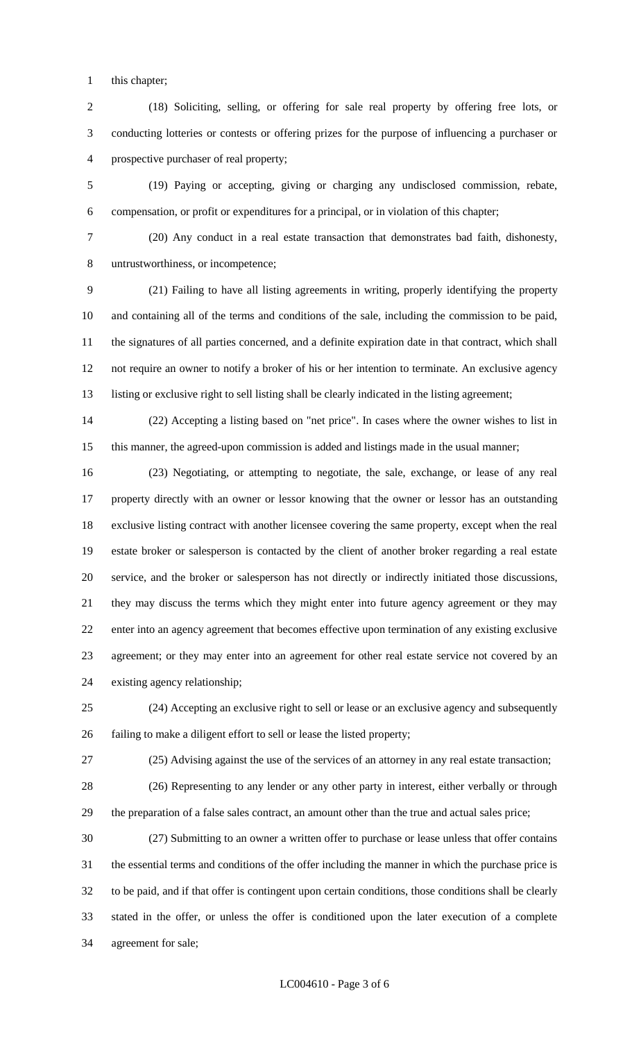this chapter;

(18) Soliciting, selling, or offering for sale real property by offering free lots, or conducting lotteries or contests or offering prizes for the purpose of influencing a purchaser or prospective purchaser of real property;

(19) Paying or accepting, giving or charging any undisclosed commission, rebate, compensation, or profit or expenditures for a principal, or in violation of this chapter;

(20) Any conduct in a real estate transaction that demonstrates bad faith, dishonesty, untrustworthiness, or incompetence;

(21) Failing to have all listing agreements in writing, properly identifying the property and containing all of the terms and conditions of the sale, including the commission to be paid, the signatures of all parties concerned, and a definite expiration date in that contract, which shall not require an owner to notify a broker of his or her intention to terminate. An exclusive agency listing or exclusive right to sell listing shall be clearly indicated in the listing agreement;

(22) Accepting a listing based on "net price". In cases where the owner wishes to list in this manner, the agreed-upon commission is added and listings made in the usual manner;

(23) Negotiating, or attempting to negotiate, the sale, exchange, or lease of any real property directly with an owner or lessor knowing that the owner or lessor has an outstanding exclusive listing contract with another licensee covering the same property, except when the real estate broker or salesperson is contacted by the client of another broker regarding a real estate service, and the broker or salesperson has not directly or indirectly initiated those discussions, they may discuss the terms which they might enter into future agency agreement or they may enter into an agency agreement that becomes effective upon termination of any existing exclusive agreement; or they may enter into an agreement for other real estate service not covered by an existing agency relationship;

(24) Accepting an exclusive right to sell or lease or an exclusive agency and subsequently failing to make a diligent effort to sell or lease the listed property;

(25) Advising against the use of the services of an attorney in any real estate transaction;

(26) Representing to any lender or any other party in interest, either verbally or through the preparation of a false sales contract, an amount other than the true and actual sales price;

(27) Submitting to an owner a written offer to purchase or lease unless that offer contains the essential terms and conditions of the offer including the manner in which the purchase price is to be paid, and if that offer is contingent upon certain conditions, those conditions shall be clearly stated in the offer, or unless the offer is conditioned upon the later execution of a complete agreement for sale;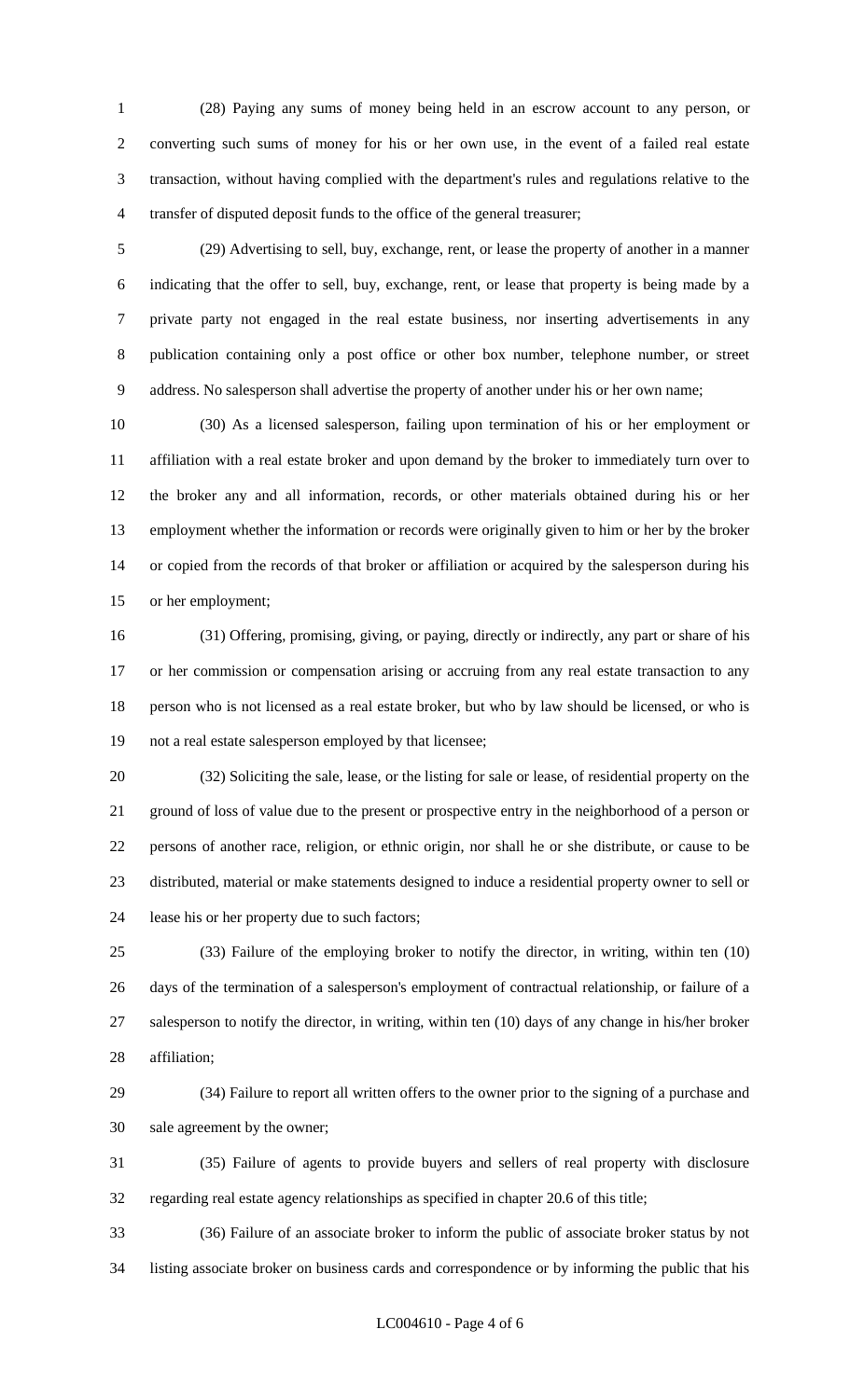(28) Paying any sums of money being held in an escrow account to any person, or converting such sums of money for his or her own use, in the event of a failed real estate transaction, without having complied with the department's rules and regulations relative to the transfer of disputed deposit funds to the office of the general treasurer;

(29) Advertising to sell, buy, exchange, rent, or lease the property of another in a manner indicating that the offer to sell, buy, exchange, rent, or lease that property is being made by a private party not engaged in the real estate business, nor inserting advertisements in any publication containing only a post office or other box number, telephone number, or street address. No salesperson shall advertise the property of another under his or her own name;

(30) As a licensed salesperson, failing upon termination of his or her employment or affiliation with a real estate broker and upon demand by the broker to immediately turn over to the broker any and all information, records, or other materials obtained during his or her employment whether the information or records were originally given to him or her by the broker or copied from the records of that broker or affiliation or acquired by the salesperson during his or her employment;

(31) Offering, promising, giving, or paying, directly or indirectly, any part or share of his or her commission or compensation arising or accruing from any real estate transaction to any person who is not licensed as a real estate broker, but who by law should be licensed, or who is not a real estate salesperson employed by that licensee;

(32) Soliciting the sale, lease, or the listing for sale or lease, of residential property on the ground of loss of value due to the present or prospective entry in the neighborhood of a person or persons of another race, religion, or ethnic origin, nor shall he or she distribute, or cause to be distributed, material or make statements designed to induce a residential property owner to sell or lease his or her property due to such factors;

(33) Failure of the employing broker to notify the director, in writing, within ten (10) days of the termination of a salesperson's employment of contractual relationship, or failure of a salesperson to notify the director, in writing, within ten (10) days of any change in his/her broker affiliation;

(34) Failure to report all written offers to the owner prior to the signing of a purchase and sale agreement by the owner;

(35) Failure of agents to provide buyers and sellers of real property with disclosure regarding real estate agency relationships as specified in chapter 20.6 of this title;

(36) Failure of an associate broker to inform the public of associate broker status by not listing associate broker on business cards and correspondence or by informing the public that his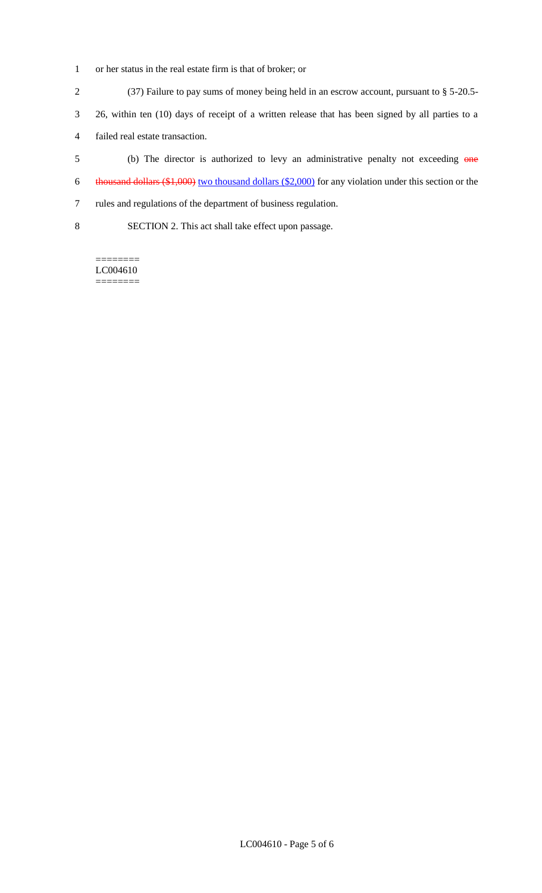or her status in the real estate firm is that of broker; or

(37) Failure to pay sums of money being held in an escrow account, pursuant to § 5-20.5-26, within ten (10) days of receipt of a written release that has been signed by all parties to a failed real estate transaction.

(b) The director is authorized to levy an administrative penalty not exceeding ~~one thousand dollars ($1,000)~~ <u>two thousand dollars ($2,000)</u> for any violation under this section or the rules and regulations of the department of business regulation.

SECTION 2. This act shall take effect upon passage.

========
LC004610
========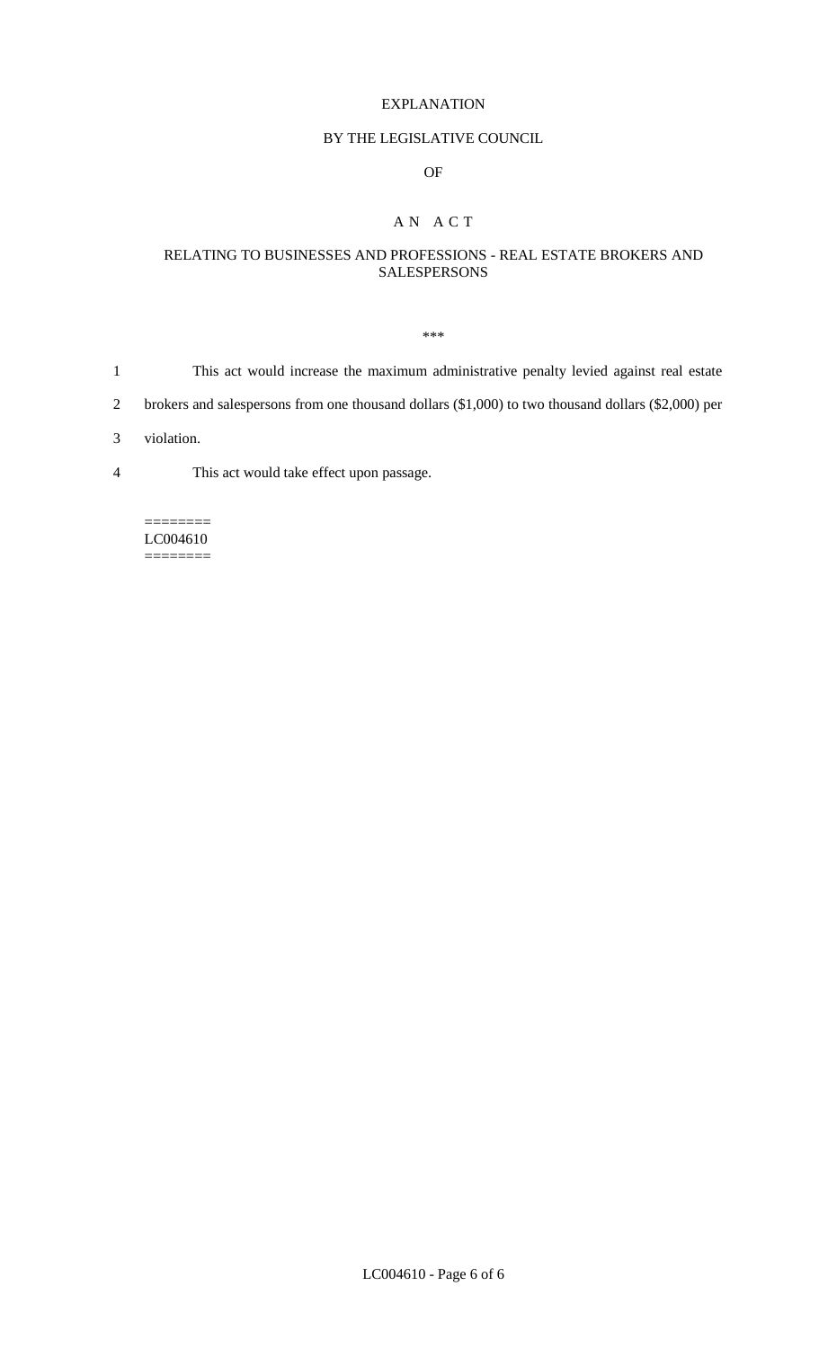EXPLANATION

BY THE LEGISLATIVE COUNCIL

OF

# A N A C T

RELATING TO BUSINESSES AND PROFESSIONS - REAL ESTATE BROKERS AND SALESPERSONS

\*\*\*

1 This act would increase the maximum administrative penalty levied against real estate
2 brokers and salespersons from one thousand dollars ($1,000) to two thousand dollars ($2,000) per
3 violation.
4 This act would take effect upon passage.

========
LC004610
========